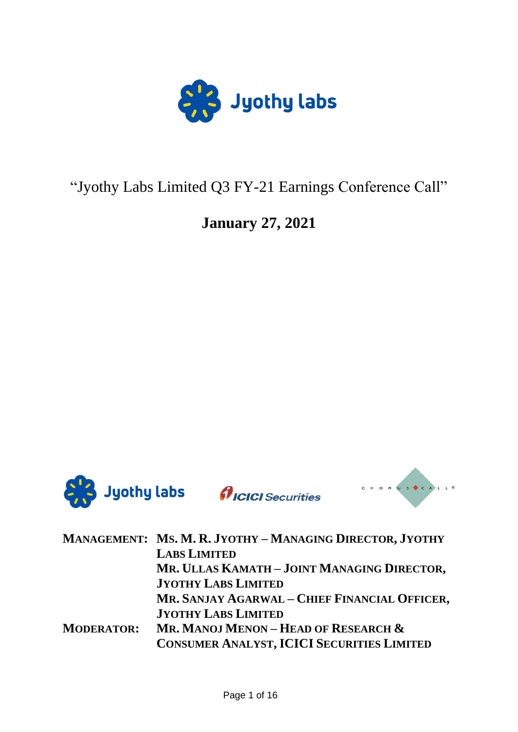# "Jyothy Labs Limited Q3 FY-21 Earnings Conference Call"

## January 27, 2021

**MANAGEMENT:** **MS. M. R. JYOTHY – MANAGING DIRECTOR, JYOTHY LABS LIMITED**
**MR. ULLAS KAMATH – JOINT MANAGING DIRECTOR, JYOTHY LABS LIMITED**
**MR. SANJAY AGARWAL – CHIEF FINANCIAL OFFICER, JYOTHY LABS LIMITED**

**MODERATOR:** **MR. MANOJ MENON – HEAD OF RESEARCH & CONSUMER ANALYST, ICICI SECURITIES LIMITED**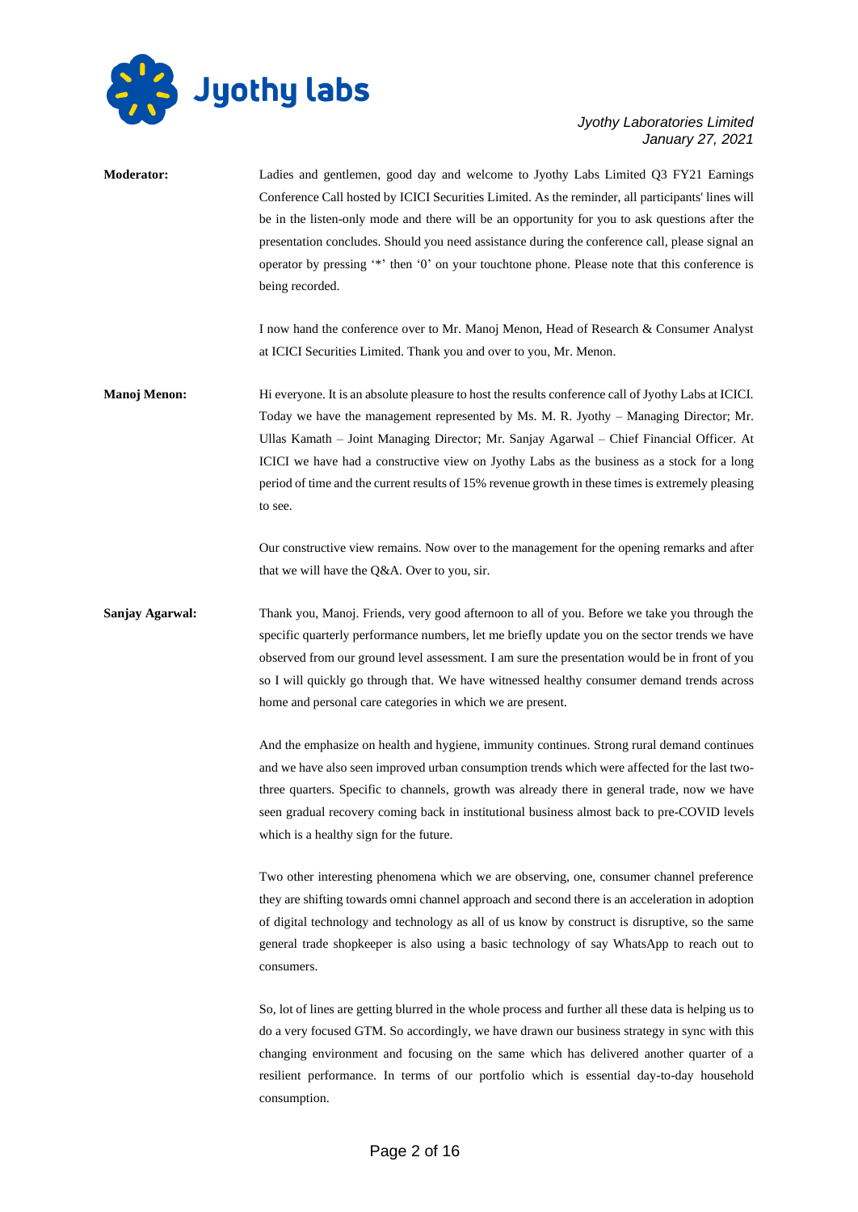**Moderator:** Ladies and gentlemen, good day and welcome to Jyothy Labs Limited Q3 FY21 Earnings Conference Call hosted by ICICI Securities Limited. As the reminder, all participants' lines will be in the listen-only mode and there will be an opportunity for you to ask questions after the presentation concludes. Should you need assistance during the conference call, please signal an operator by pressing '*' then '0' on your touchtone phone. Please note that this conference is being recorded.

I now hand the conference over to Mr. Manoj Menon, Head of Research & Consumer Analyst at ICICI Securities Limited. Thank you and over to you, Mr. Menon.

**Manoj Menon:** Hi everyone. It is an absolute pleasure to host the results conference call of Jyothy Labs at ICICI. Today we have the management represented by Ms. M. R. Jyothy – Managing Director; Mr. Ullas Kamath – Joint Managing Director; Mr. Sanjay Agarwal – Chief Financial Officer. At ICICI we have had a constructive view on Jyothy Labs as the business as a stock for a long period of time and the current results of 15% revenue growth in these times is extremely pleasing to see.

Our constructive view remains. Now over to the management for the opening remarks and after that we will have the Q&A. Over to you, sir.

**Sanjay Agarwal:** Thank you, Manoj. Friends, very good afternoon to all of you. Before we take you through the specific quarterly performance numbers, let me briefly update you on the sector trends we have observed from our ground level assessment. I am sure the presentation would be in front of you so I will quickly go through that. We have witnessed healthy consumer demand trends across home and personal care categories in which we are present.

And the emphasize on health and hygiene, immunity continues. Strong rural demand continues and we have also seen improved urban consumption trends which were affected for the last two-three quarters. Specific to channels, growth was already there in general trade, now we have seen gradual recovery coming back in institutional business almost back to pre-COVID levels which is a healthy sign for the future.

Two other interesting phenomena which we are observing, one, consumer channel preference they are shifting towards omni channel approach and second there is an acceleration in adoption of digital technology and technology as all of us know by construct is disruptive, so the same general trade shopkeeper is also using a basic technology of say WhatsApp to reach out to consumers.

So, lot of lines are getting blurred in the whole process and further all these data is helping us to do a very focused GTM. So accordingly, we have drawn our business strategy in sync with this changing environment and focusing on the same which has delivered another quarter of a resilient performance. In terms of our portfolio which is essential day-to-day household consumption.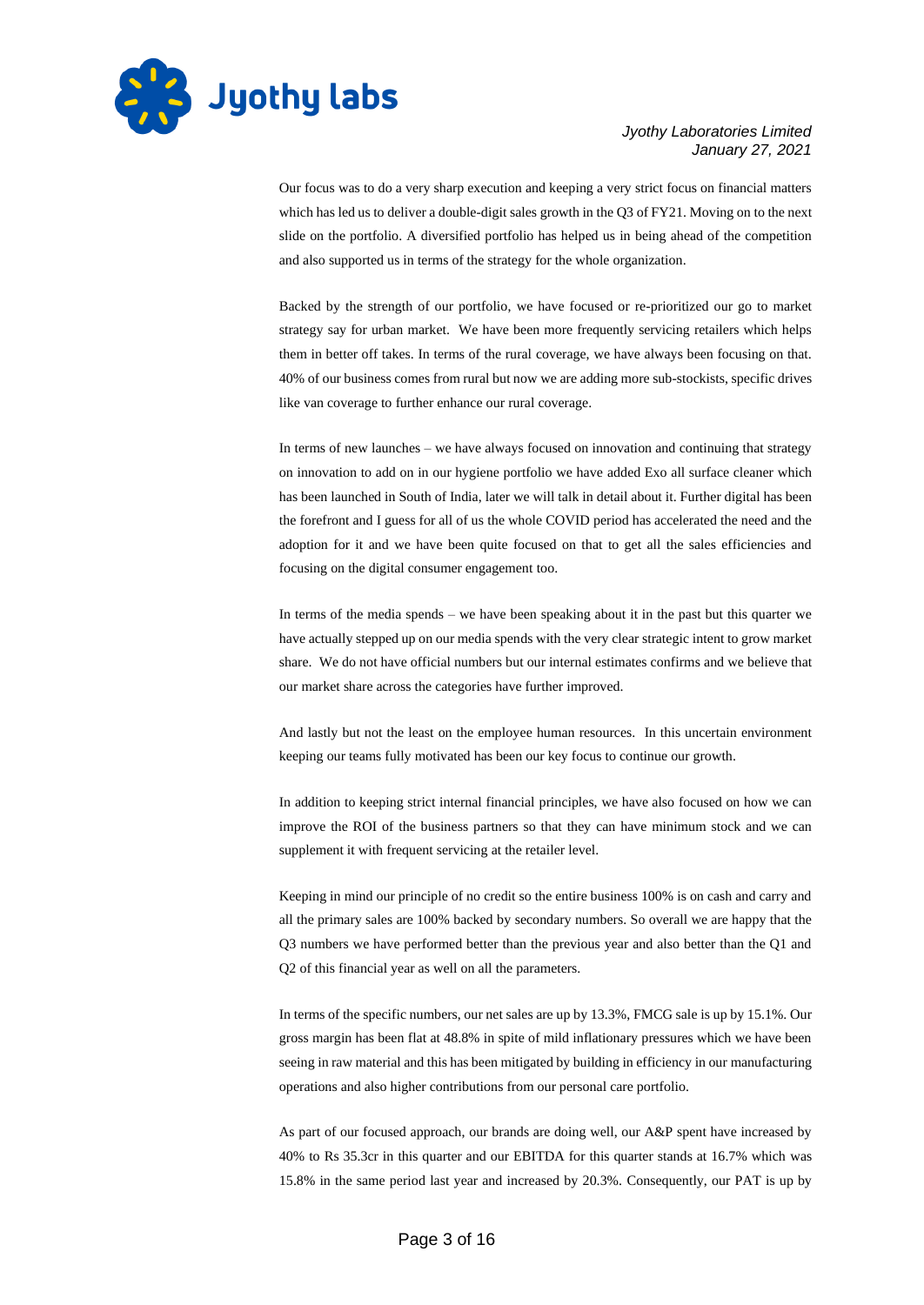Our focus was to do a very sharp execution and keeping a very strict focus on financial matters which has led us to deliver a double-digit sales growth in the Q3 of FY21. Moving on to the next slide on the portfolio. A diversified portfolio has helped us in being ahead of the competition and also supported us in terms of the strategy for the whole organization.

Backed by the strength of our portfolio, we have focused or re-prioritized our go to market strategy say for urban market. We have been more frequently servicing retailers which helps them in better off takes. In terms of the rural coverage, we have always been focusing on that. 40% of our business comes from rural but now we are adding more sub-stockists, specific drives like van coverage to further enhance our rural coverage.

In terms of new launches – we have always focused on innovation and continuing that strategy on innovation to add on in our hygiene portfolio we have added Exo all surface cleaner which has been launched in South of India, later we will talk in detail about it. Further digital has been the forefront and I guess for all of us the whole COVID period has accelerated the need and the adoption for it and we have been quite focused on that to get all the sales efficiencies and focusing on the digital consumer engagement too.

In terms of the media spends – we have been speaking about it in the past but this quarter we have actually stepped up on our media spends with the very clear strategic intent to grow market share. We do not have official numbers but our internal estimates confirms and we believe that our market share across the categories have further improved.

And lastly but not the least on the employee human resources. In this uncertain environment keeping our teams fully motivated has been our key focus to continue our growth.

In addition to keeping strict internal financial principles, we have also focused on how we can improve the ROI of the business partners so that they can have minimum stock and we can supplement it with frequent servicing at the retailer level.

Keeping in mind our principle of no credit so the entire business 100% is on cash and carry and all the primary sales are 100% backed by secondary numbers. So overall we are happy that the Q3 numbers we have performed better than the previous year and also better than the Q1 and Q2 of this financial year as well on all the parameters.

In terms of the specific numbers, our net sales are up by 13.3%, FMCG sale is up by 15.1%. Our gross margin has been flat at 48.8% in spite of mild inflationary pressures which we have been seeing in raw material and this has been mitigated by building in efficiency in our manufacturing operations and also higher contributions from our personal care portfolio.

As part of our focused approach, our brands are doing well, our A&P spent have increased by 40% to Rs 35.3cr in this quarter and our EBITDA for this quarter stands at 16.7% which was 15.8% in the same period last year and increased by 20.3%. Consequently, our PAT is up by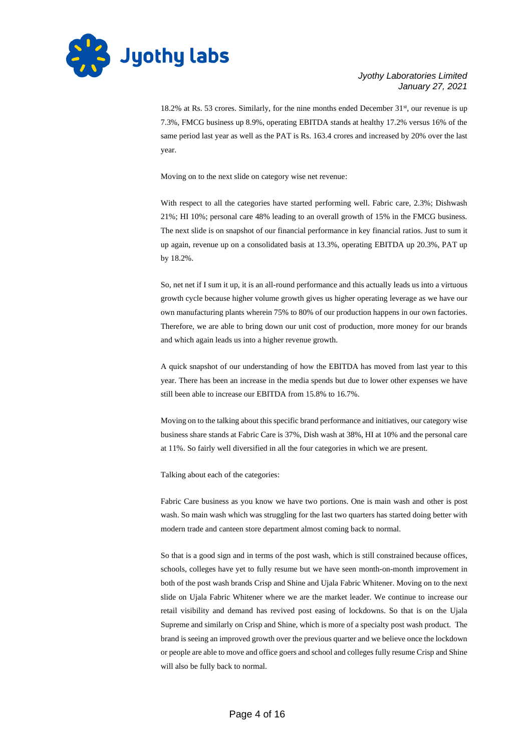18.2% at Rs. 53 crores. Similarly, for the nine months ended December 31st, our revenue is up 7.3%, FMCG business up 8.9%, operating EBITDA stands at healthy 17.2% versus 16% of the same period last year as well as the PAT is Rs. 163.4 crores and increased by 20% over the last year.

Moving on to the next slide on category wise net revenue:

With respect to all the categories have started performing well. Fabric care, 2.3%; Dishwash 21%; HI 10%; personal care 48% leading to an overall growth of 15% in the FMCG business. The next slide is on snapshot of our financial performance in key financial ratios. Just to sum it up again, revenue up on a consolidated basis at 13.3%, operating EBITDA up 20.3%, PAT up by 18.2%.

So, net net if I sum it up, it is an all-round performance and this actually leads us into a virtuous growth cycle because higher volume growth gives us higher operating leverage as we have our own manufacturing plants wherein 75% to 80% of our production happens in our own factories. Therefore, we are able to bring down our unit cost of production, more money for our brands and which again leads us into a higher revenue growth.

A quick snapshot of our understanding of how the EBITDA has moved from last year to this year. There has been an increase in the media spends but due to lower other expenses we have still been able to increase our EBITDA from 15.8% to 16.7%.

Moving on to the talking about this specific brand performance and initiatives, our category wise business share stands at Fabric Care is 37%, Dish wash at 38%, HI at 10% and the personal care at 11%. So fairly well diversified in all the four categories in which we are present.

Talking about each of the categories:

Fabric Care business as you know we have two portions. One is main wash and other is post wash. So main wash which was struggling for the last two quarters has started doing better with modern trade and canteen store department almost coming back to normal.

So that is a good sign and in terms of the post wash, which is still constrained because offices, schools, colleges have yet to fully resume but we have seen month-on-month improvement in both of the post wash brands Crisp and Shine and Ujala Fabric Whitener. Moving on to the next slide on Ujala Fabric Whitener where we are the market leader. We continue to increase our retail visibility and demand has revived post easing of lockdowns. So that is on the Ujala Supreme and similarly on Crisp and Shine, which is more of a specialty post wash product. The brand is seeing an improved growth over the previous quarter and we believe once the lockdown or people are able to move and office goers and school and colleges fully resume Crisp and Shine will also be fully back to normal.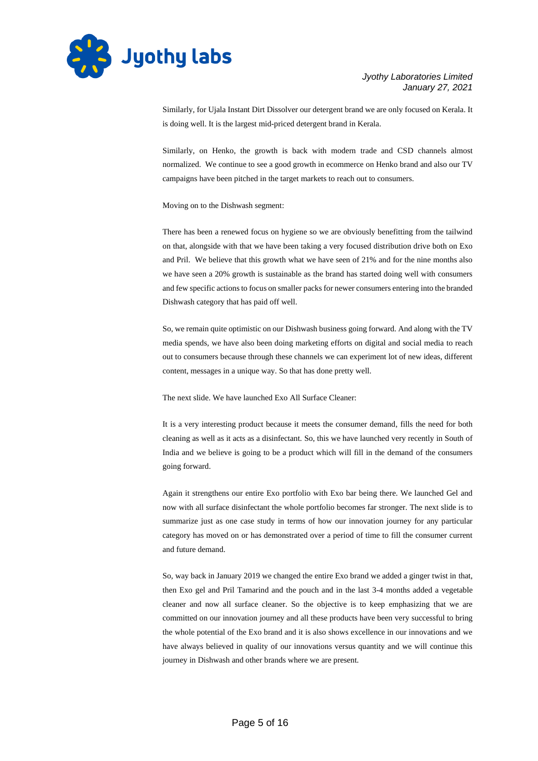Similarly, for Ujala Instant Dirt Dissolver our detergent brand we are only focused on Kerala. It is doing well. It is the largest mid-priced detergent brand in Kerala.

Similarly, on Henko, the growth is back with modern trade and CSD channels almost normalized. We continue to see a good growth in ecommerce on Henko brand and also our TV campaigns have been pitched in the target markets to reach out to consumers.

Moving on to the Dishwash segment:

There has been a renewed focus on hygiene so we are obviously benefitting from the tailwind on that, alongside with that we have been taking a very focused distribution drive both on Exo and Pril. We believe that this growth what we have seen of 21% and for the nine months also we have seen a 20% growth is sustainable as the brand has started doing well with consumers and few specific actions to focus on smaller packs for newer consumers entering into the branded Dishwash category that has paid off well.

So, we remain quite optimistic on our Dishwash business going forward. And along with the TV media spends, we have also been doing marketing efforts on digital and social media to reach out to consumers because through these channels we can experiment lot of new ideas, different content, messages in a unique way. So that has done pretty well.

The next slide. We have launched Exo All Surface Cleaner:

It is a very interesting product because it meets the consumer demand, fills the need for both cleaning as well as it acts as a disinfectant. So, this we have launched very recently in South of India and we believe is going to be a product which will fill in the demand of the consumers going forward.

Again it strengthens our entire Exo portfolio with Exo bar being there. We launched Gel and now with all surface disinfectant the whole portfolio becomes far stronger. The next slide is to summarize just as one case study in terms of how our innovation journey for any particular category has moved on or has demonstrated over a period of time to fill the consumer current and future demand.

So, way back in January 2019 we changed the entire Exo brand we added a ginger twist in that, then Exo gel and Pril Tamarind and the pouch and in the last 3-4 months added a vegetable cleaner and now all surface cleaner. So the objective is to keep emphasizing that we are committed on our innovation journey and all these products have been very successful to bring the whole potential of the Exo brand and it is also shows excellence in our innovations and we have always believed in quality of our innovations versus quantity and we will continue this journey in Dishwash and other brands where we are present.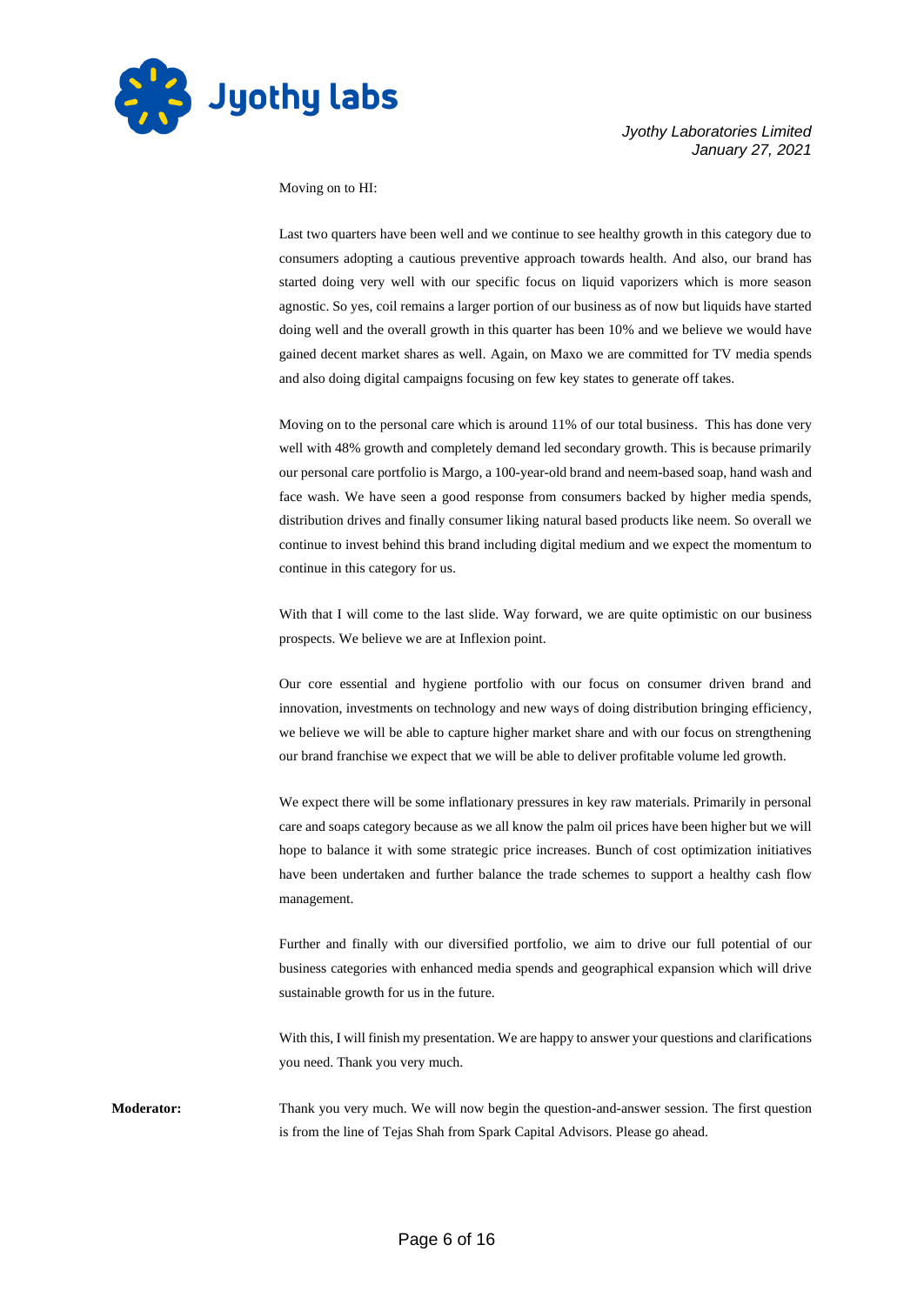Moving on to HI:

Last two quarters have been well and we continue to see healthy growth in this category due to consumers adopting a cautious preventive approach towards health. And also, our brand has started doing very well with our specific focus on liquid vaporizers which is more season agnostic. So yes, coil remains a larger portion of our business as of now but liquids have started doing well and the overall growth in this quarter has been 10% and we believe we would have gained decent market shares as well. Again, on Maxo we are committed for TV media spends and also doing digital campaigns focusing on few key states to generate off takes.

Moving on to the personal care which is around 11% of our total business. This has done very well with 48% growth and completely demand led secondary growth. This is because primarily our personal care portfolio is Margo, a 100-year-old brand and neem-based soap, hand wash and face wash. We have seen a good response from consumers backed by higher media spends, distribution drives and finally consumer liking natural based products like neem. So overall we continue to invest behind this brand including digital medium and we expect the momentum to continue in this category for us.

With that I will come to the last slide. Way forward, we are quite optimistic on our business prospects. We believe we are at Inflexion point.

Our core essential and hygiene portfolio with our focus on consumer driven brand and innovation, investments on technology and new ways of doing distribution bringing efficiency, we believe we will be able to capture higher market share and with our focus on strengthening our brand franchise we expect that we will be able to deliver profitable volume led growth.

We expect there will be some inflationary pressures in key raw materials. Primarily in personal care and soaps category because as we all know the palm oil prices have been higher but we will hope to balance it with some strategic price increases. Bunch of cost optimization initiatives have been undertaken and further balance the trade schemes to support a healthy cash flow management.

Further and finally with our diversified portfolio, we aim to drive our full potential of our business categories with enhanced media spends and geographical expansion which will drive sustainable growth for us in the future.

With this, I will finish my presentation. We are happy to answer your questions and clarifications you need. Thank you very much.

**Moderator:** Thank you very much. We will now begin the question-and-answer session. The first question is from the line of Tejas Shah from Spark Capital Advisors. Please go ahead.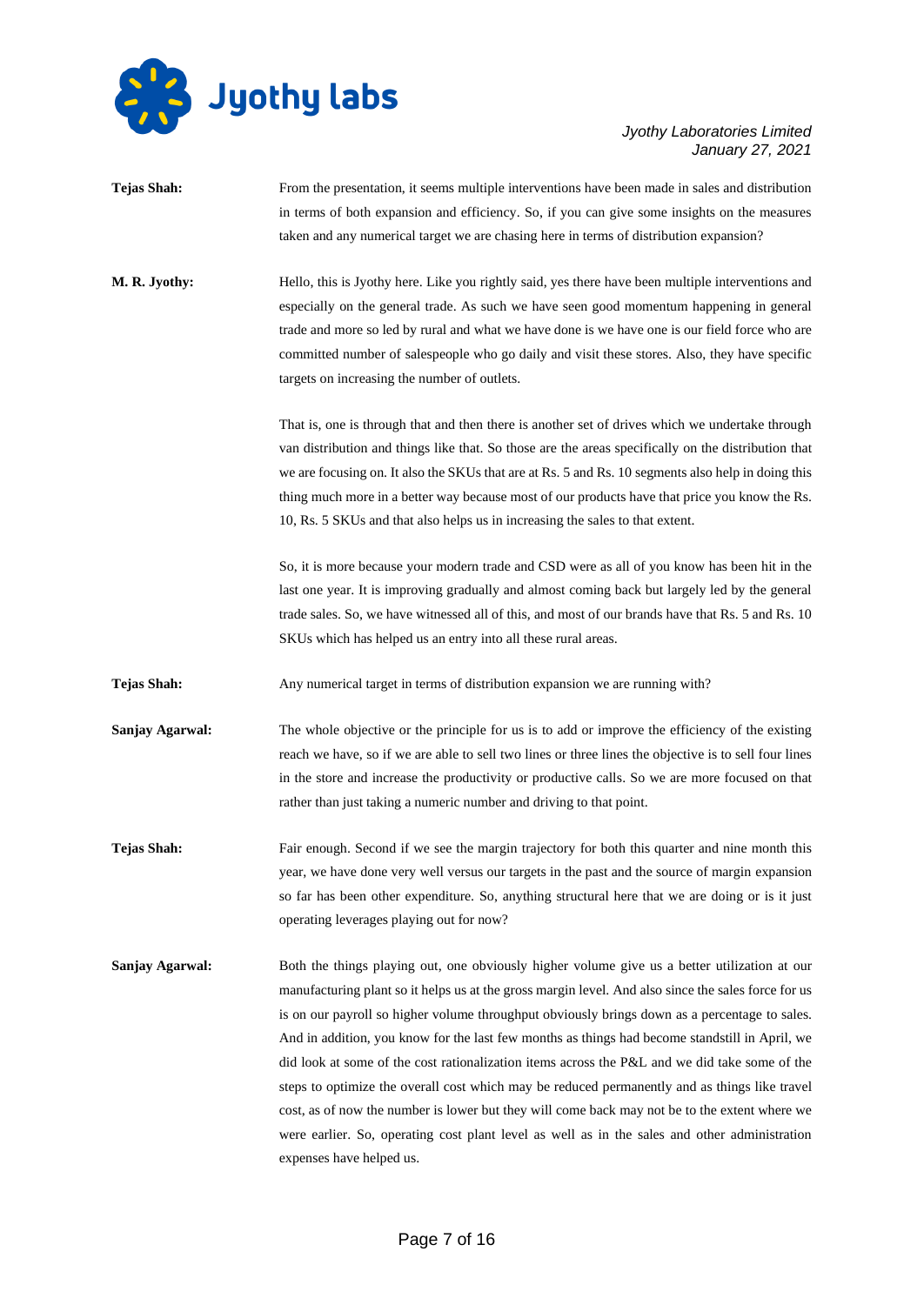**Tejas Shah:** From the presentation, it seems multiple interventions have been made in sales and distribution in terms of both expansion and efficiency. So, if you can give some insights on the measures taken and any numerical target we are chasing here in terms of distribution expansion?

**M. R. Jyothy:** Hello, this is Jyothy here. Like you rightly said, yes there have been multiple interventions and especially on the general trade. As such we have seen good momentum happening in general trade and more so led by rural and what we have done is we have one is our field force who are committed number of salespeople who go daily and visit these stores. Also, they have specific targets on increasing the number of outlets.

That is, one is through that and then there is another set of drives which we undertake through van distribution and things like that. So those are the areas specifically on the distribution that we are focusing on. It also the SKUs that are at Rs. 5 and Rs. 10 segments also help in doing this thing much more in a better way because most of our products have that price you know the Rs. 10, Rs. 5 SKUs and that also helps us in increasing the sales to that extent.

So, it is more because your modern trade and CSD were as all of you know has been hit in the last one year. It is improving gradually and almost coming back but largely led by the general trade sales. So, we have witnessed all of this, and most of our brands have that Rs. 5 and Rs. 10 SKUs which has helped us an entry into all these rural areas.

**Tejas Shah:** Any numerical target in terms of distribution expansion we are running with?

**Sanjay Agarwal:** The whole objective or the principle for us is to add or improve the efficiency of the existing reach we have, so if we are able to sell two lines or three lines the objective is to sell four lines in the store and increase the productivity or productive calls. So we are more focused on that rather than just taking a numeric number and driving to that point.

**Tejas Shah:** Fair enough. Second if we see the margin trajectory for both this quarter and nine month this year, we have done very well versus our targets in the past and the source of margin expansion so far has been other expenditure. So, anything structural here that we are doing or is it just operating leverages playing out for now?

**Sanjay Agarwal:** Both the things playing out, one obviously higher volume give us a better utilization at our manufacturing plant so it helps us at the gross margin level. And also since the sales force for us is on our payroll so higher volume throughput obviously brings down as a percentage to sales. And in addition, you know for the last few months as things had become standstill in April, we did look at some of the cost rationalization items across the P&L and we did take some of the steps to optimize the overall cost which may be reduced permanently and as things like travel cost, as of now the number is lower but they will come back may not be to the extent where we were earlier. So, operating cost plant level as well as in the sales and other administration expenses have helped us.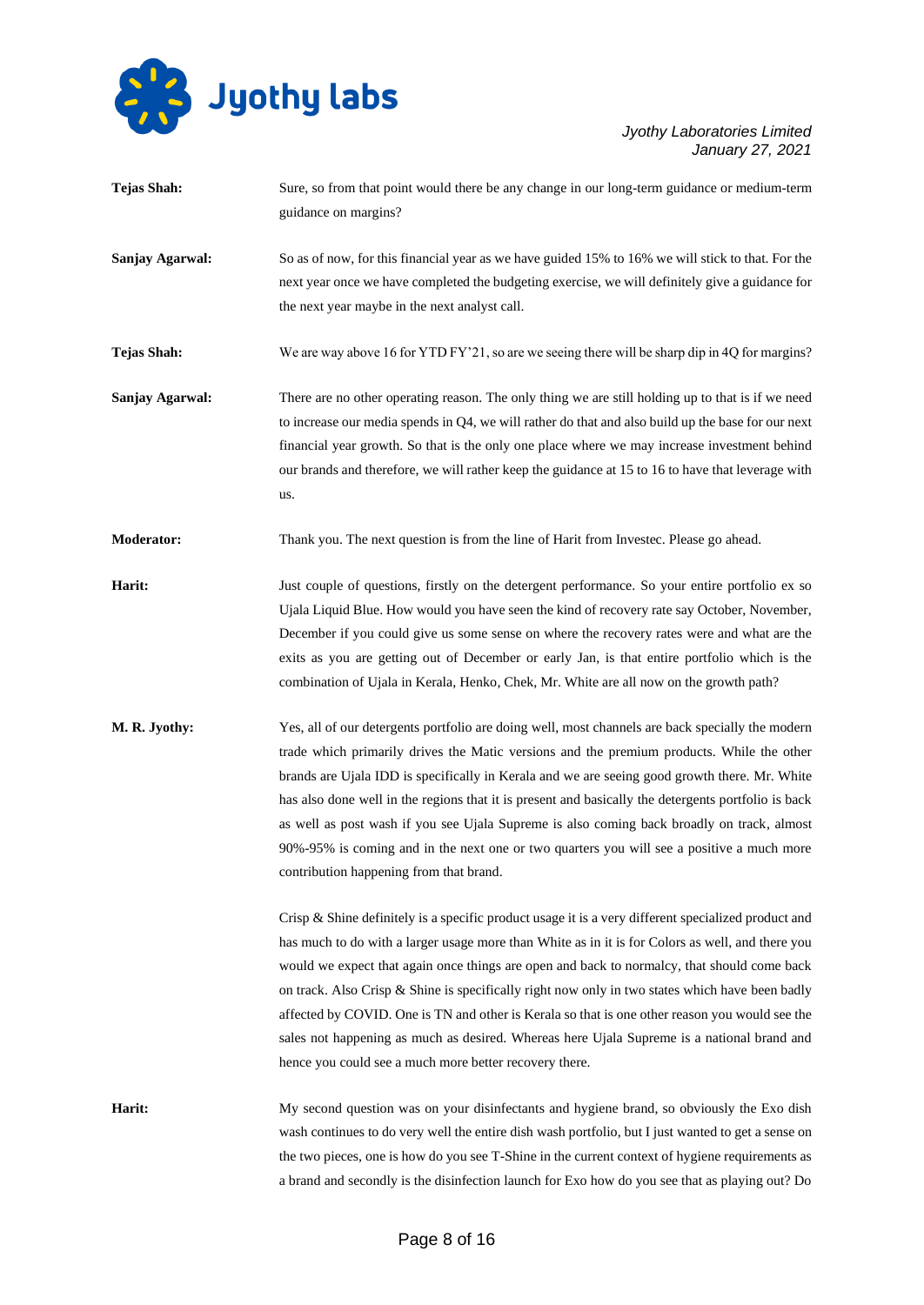**Tejas Shah:** Sure, so from that point would there be any change in our long-term guidance or medium-term guidance on margins?

**Sanjay Agarwal:** So as of now, for this financial year as we have guided 15% to 16% we will stick to that. For the next year once we have completed the budgeting exercise, we will definitely give a guidance for the next year maybe in the next analyst call.

**Tejas Shah:** We are way above 16 for YTD FY'21, so are we seeing there will be sharp dip in 4Q for margins?

**Sanjay Agarwal:** There are no other operating reason. The only thing we are still holding up to that is if we need to increase our media spends in Q4, we will rather do that and also build up the base for our next financial year growth. So that is the only one place where we may increase investment behind our brands and therefore, we will rather keep the guidance at 15 to 16 to have that leverage with us.

**Moderator:** Thank you. The next question is from the line of Harit from Investec. Please go ahead.

**Harit:** Just couple of questions, firstly on the detergent performance. So your entire portfolio ex so Ujala Liquid Blue. How would you have seen the kind of recovery rate say October, November, December if you could give us some sense on where the recovery rates were and what are the exits as you are getting out of December or early Jan, is that entire portfolio which is the combination of Ujala in Kerala, Henko, Chek, Mr. White are all now on the growth path?

**M. R. Jyothy:** Yes, all of our detergents portfolio are doing well, most channels are back specially the modern trade which primarily drives the Matic versions and the premium products. While the other brands are Ujala IDD is specifically in Kerala and we are seeing good growth there. Mr. White has also done well in the regions that it is present and basically the detergents portfolio is back as well as post wash if you see Ujala Supreme is also coming back broadly on track, almost 90%-95% is coming and in the next one or two quarters you will see a positive a much more contribution happening from that brand.

Crisp & Shine definitely is a specific product usage it is a very different specialized product and has much to do with a larger usage more than White as in it is for Colors as well, and there you would we expect that again once things are open and back to normalcy, that should come back on track. Also Crisp & Shine is specifically right now only in two states which have been badly affected by COVID. One is TN and other is Kerala so that is one other reason you would see the sales not happening as much as desired. Whereas here Ujala Supreme is a national brand and hence you could see a much more better recovery there.

**Harit:** My second question was on your disinfectants and hygiene brand, so obviously the Exo dish wash continues to do very well the entire dish wash portfolio, but I just wanted to get a sense on the two pieces, one is how do you see T-Shine in the current context of hygiene requirements as a brand and secondly is the disinfection launch for Exo how do you see that as playing out? Do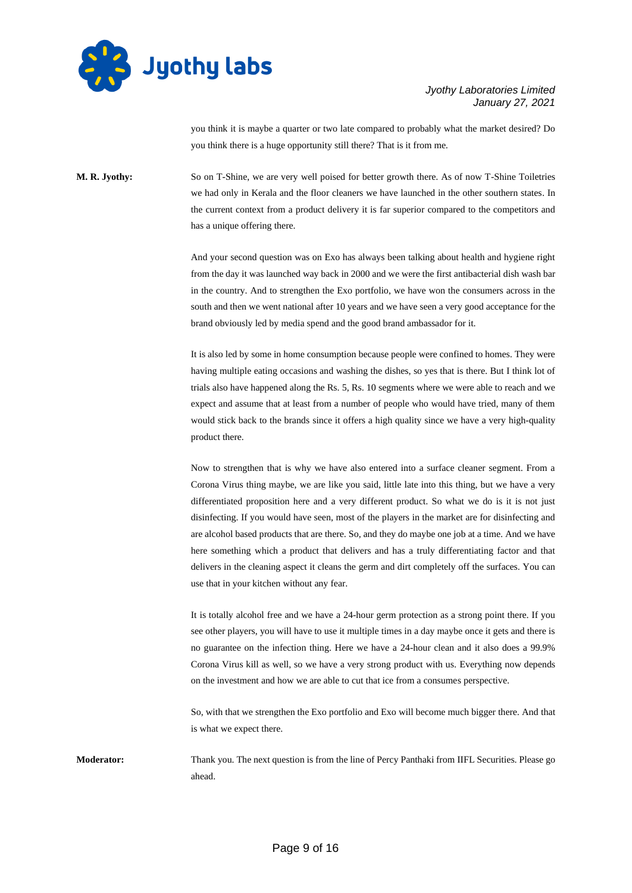you think it is maybe a quarter or two late compared to probably what the market desired? Do you think there is a huge opportunity still there? That is it from me.

**M. R. Jyothy:** So on T-Shine, we are very well poised for better growth there. As of now T-Shine Toiletries we had only in Kerala and the floor cleaners we have launched in the other southern states. In the current context from a product delivery it is far superior compared to the competitors and has a unique offering there.

And your second question was on Exo has always been talking about health and hygiene right from the day it was launched way back in 2000 and we were the first antibacterial dish wash bar in the country. And to strengthen the Exo portfolio, we have won the consumers across in the south and then we went national after 10 years and we have seen a very good acceptance for the brand obviously led by media spend and the good brand ambassador for it.

It is also led by some in home consumption because people were confined to homes. They were having multiple eating occasions and washing the dishes, so yes that is there. But I think lot of trials also have happened along the Rs. 5, Rs. 10 segments where we were able to reach and we expect and assume that at least from a number of people who would have tried, many of them would stick back to the brands since it offers a high quality since we have a very high-quality product there.

Now to strengthen that is why we have also entered into a surface cleaner segment. From a Corona Virus thing maybe, we are like you said, little late into this thing, but we have a very differentiated proposition here and a very different product. So what we do is it is not just disinfecting. If you would have seen, most of the players in the market are for disinfecting and are alcohol based products that are there. So, and they do maybe one job at a time. And we have here something which a product that delivers and has a truly differentiating factor and that delivers in the cleaning aspect it cleans the germ and dirt completely off the surfaces. You can use that in your kitchen without any fear.

It is totally alcohol free and we have a 24-hour germ protection as a strong point there. If you see other players, you will have to use it multiple times in a day maybe once it gets and there is no guarantee on the infection thing. Here we have a 24-hour clean and it also does a 99.9% Corona Virus kill as well, so we have a very strong product with us. Everything now depends on the investment and how we are able to cut that ice from a consumes perspective.

So, with that we strengthen the Exo portfolio and Exo will become much bigger there. And that is what we expect there.

**Moderator:** Thank you. The next question is from the line of Percy Panthaki from IIFL Securities. Please go ahead.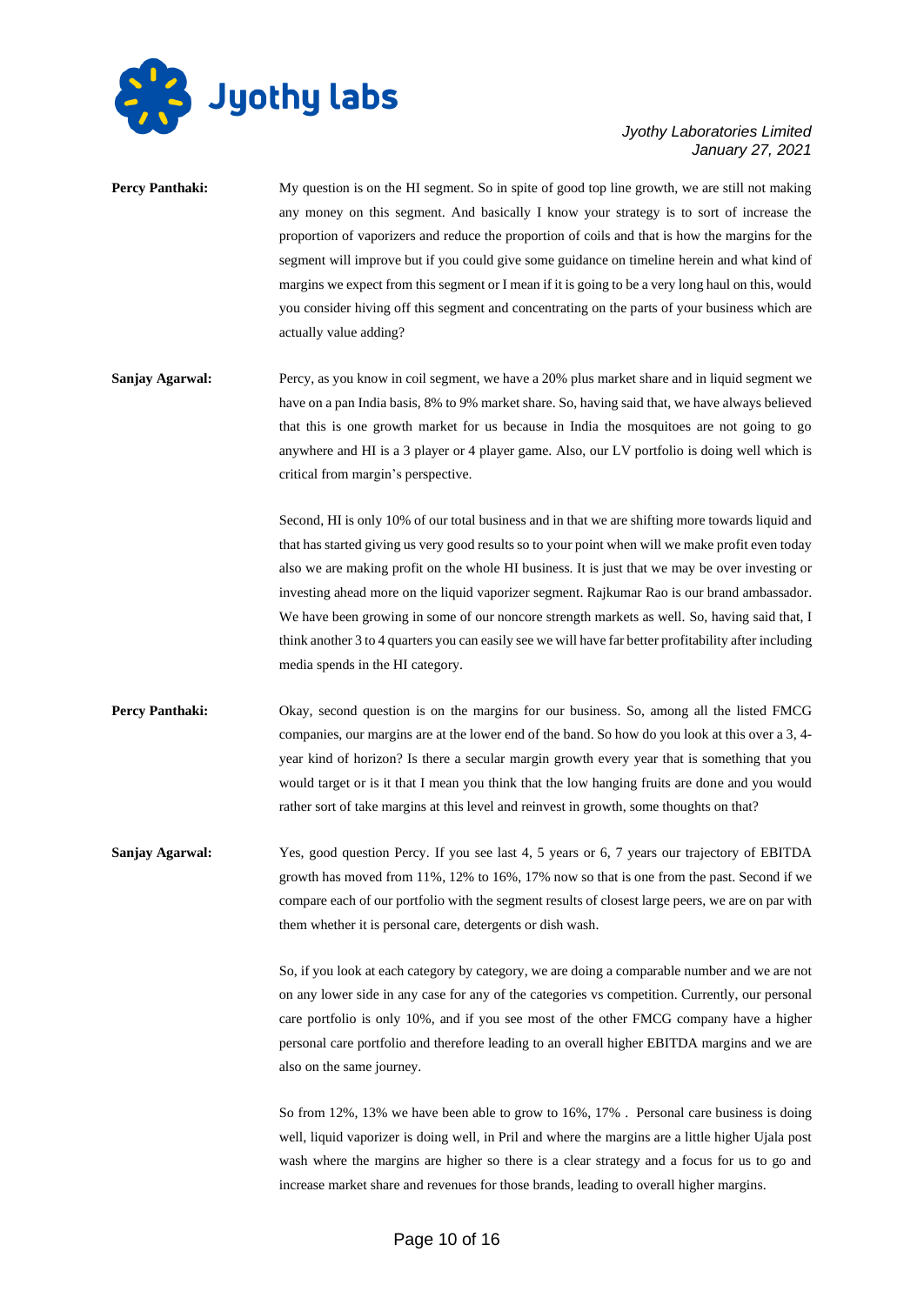**Percy Panthaki:** My question is on the HI segment. So in spite of good top line growth, we are still not making any money on this segment. And basically I know your strategy is to sort of increase the proportion of vaporizers and reduce the proportion of coils and that is how the margins for the segment will improve but if you could give some guidance on timeline herein and what kind of margins we expect from this segment or I mean if it is going to be a very long haul on this, would you consider hiving off this segment and concentrating on the parts of your business which are actually value adding?

**Sanjay Agarwal:** Percy, as you know in coil segment, we have a 20% plus market share and in liquid segment we have on a pan India basis, 8% to 9% market share. So, having said that, we have always believed that this is one growth market for us because in India the mosquitoes are not going to go anywhere and HI is a 3 player or 4 player game. Also, our LV portfolio is doing well which is critical from margin's perspective.

Second, HI is only 10% of our total business and in that we are shifting more towards liquid and that has started giving us very good results so to your point when will we make profit even today also we are making profit on the whole HI business. It is just that we may be over investing or investing ahead more on the liquid vaporizer segment. Rajkumar Rao is our brand ambassador. We have been growing in some of our noncore strength markets as well. So, having said that, I think another 3 to 4 quarters you can easily see we will have far better profitability after including media spends in the HI category.

**Percy Panthaki:** Okay, second question is on the margins for our business. So, among all the listed FMCG companies, our margins are at the lower end of the band. So how do you look at this over a 3, 4-year kind of horizon? Is there a secular margin growth every year that is something that you would target or is it that I mean you think that the low hanging fruits are done and you would rather sort of take margins at this level and reinvest in growth, some thoughts on that?

**Sanjay Agarwal:** Yes, good question Percy. If you see last 4, 5 years or 6, 7 years our trajectory of EBITDA growth has moved from 11%, 12% to 16%, 17% now so that is one from the past. Second if we compare each of our portfolio with the segment results of closest large peers, we are on par with them whether it is personal care, detergents or dish wash.

So, if you look at each category by category, we are doing a comparable number and we are not on any lower side in any case for any of the categories vs competition. Currently, our personal care portfolio is only 10%, and if you see most of the other FMCG company have a higher personal care portfolio and therefore leading to an overall higher EBITDA margins and we are also on the same journey.

So from 12%, 13% we have been able to grow to 16%, 17% . Personal care business is doing well, liquid vaporizer is doing well, in Pril and where the margins are a little higher Ujala post wash where the margins are higher so there is a clear strategy and a focus for us to go and increase market share and revenues for those brands, leading to overall higher margins.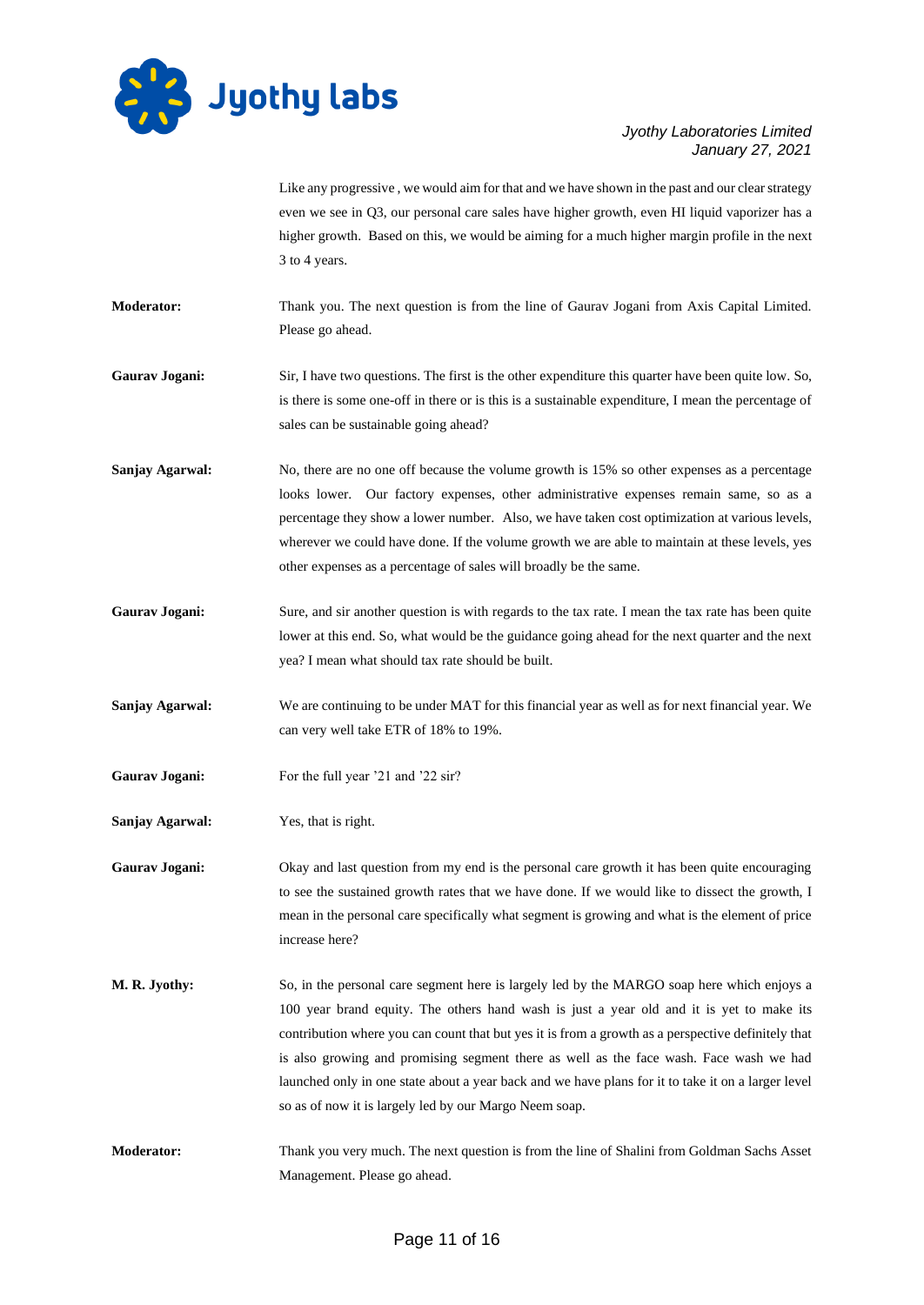Like any progressive , we would aim for that and we have shown in the past and our clear strategy even we see in Q3, our personal care sales have higher growth, even HI liquid vaporizer has a higher growth. Based on this, we would be aiming for a much higher margin profile in the next 3 to 4 years.

**Moderator:** Thank you. The next question is from the line of Gaurav Jogani from Axis Capital Limited. Please go ahead.

**Gaurav Jogani:** Sir, I have two questions. The first is the other expenditure this quarter have been quite low. So, is there is some one-off in there or is this is a sustainable expenditure, I mean the percentage of sales can be sustainable going ahead?

**Sanjay Agarwal:** No, there are no one off because the volume growth is 15% so other expenses as a percentage looks lower. Our factory expenses, other administrative expenses remain same, so as a percentage they show a lower number. Also, we have taken cost optimization at various levels, wherever we could have done. If the volume growth we are able to maintain at these levels, yes other expenses as a percentage of sales will broadly be the same.

**Gaurav Jogani:** Sure, and sir another question is with regards to the tax rate. I mean the tax rate has been quite lower at this end. So, what would be the guidance going ahead for the next quarter and the next yea? I mean what should tax rate should be built.

**Sanjay Agarwal:** We are continuing to be under MAT for this financial year as well as for next financial year. We can very well take ETR of 18% to 19%.

**Gaurav Jogani:** For the full year '21 and '22 sir?

**Sanjay Agarwal:** Yes, that is right.

**Gaurav Jogani:** Okay and last question from my end is the personal care growth it has been quite encouraging to see the sustained growth rates that we have done. If we would like to dissect the growth, I mean in the personal care specifically what segment is growing and what is the element of price increase here?

**M. R. Jyothy:** So, in the personal care segment here is largely led by the MARGO soap here which enjoys a 100 year brand equity. The others hand wash is just a year old and it is yet to make its contribution where you can count that but yes it is from a growth as a perspective definitely that is also growing and promising segment there as well as the face wash. Face wash we had launched only in one state about a year back and we have plans for it to take it on a larger level so as of now it is largely led by our Margo Neem soap.

**Moderator:** Thank you very much. The next question is from the line of Shalini from Goldman Sachs Asset Management. Please go ahead.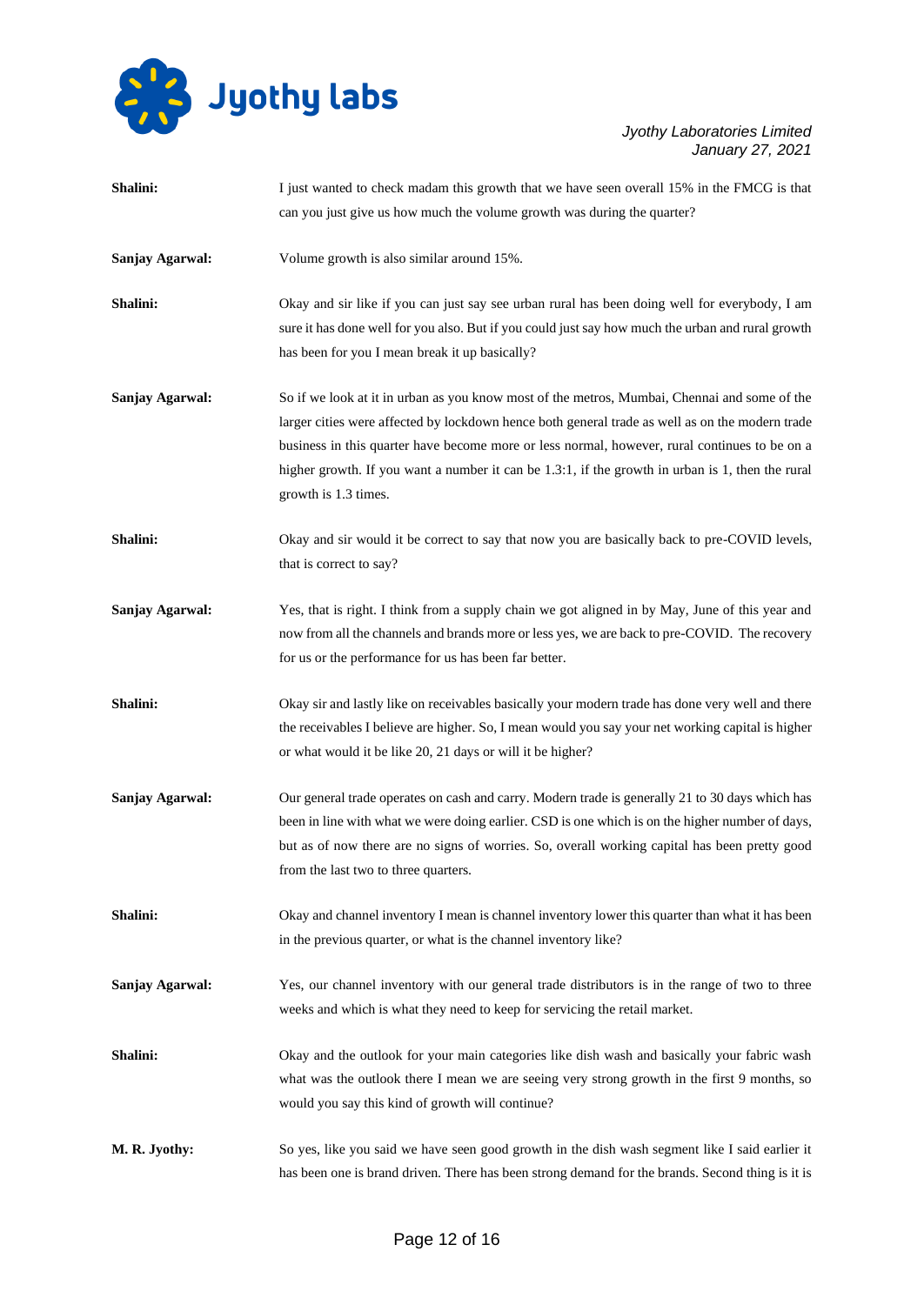**Shalini:** I just wanted to check madam this growth that we have seen overall 15% in the FMCG is that can you just give us how much the volume growth was during the quarter?

**Sanjay Agarwal:** Volume growth is also similar around 15%.

**Shalini:** Okay and sir like if you can just say see urban rural has been doing well for everybody, I am sure it has done well for you also. But if you could just say how much the urban and rural growth has been for you I mean break it up basically?

**Sanjay Agarwal:** So if we look at it in urban as you know most of the metros, Mumbai, Chennai and some of the larger cities were affected by lockdown hence both general trade as well as on the modern trade business in this quarter have become more or less normal, however, rural continues to be on a higher growth. If you want a number it can be 1.3:1, if the growth in urban is 1, then the rural growth is 1.3 times.

**Shalini:** Okay and sir would it be correct to say that now you are basically back to pre-COVID levels, that is correct to say?

**Sanjay Agarwal:** Yes, that is right. I think from a supply chain we got aligned in by May, June of this year and now from all the channels and brands more or less yes, we are back to pre-COVID. The recovery for us or the performance for us has been far better.

**Shalini:** Okay sir and lastly like on receivables basically your modern trade has done very well and there the receivables I believe are higher. So, I mean would you say your net working capital is higher or what would it be like 20, 21 days or will it be higher?

**Sanjay Agarwal:** Our general trade operates on cash and carry. Modern trade is generally 21 to 30 days which has been in line with what we were doing earlier. CSD is one which is on the higher number of days, but as of now there are no signs of worries. So, overall working capital has been pretty good from the last two to three quarters.

**Shalini:** Okay and channel inventory I mean is channel inventory lower this quarter than what it has been in the previous quarter, or what is the channel inventory like?

**Sanjay Agarwal:** Yes, our channel inventory with our general trade distributors is in the range of two to three weeks and which is what they need to keep for servicing the retail market.

**Shalini:** Okay and the outlook for your main categories like dish wash and basically your fabric wash what was the outlook there I mean we are seeing very strong growth in the first 9 months, so would you say this kind of growth will continue?

**M. R. Jyothy:** So yes, like you said we have seen good growth in the dish wash segment like I said earlier it has been one is brand driven. There has been strong demand for the brands. Second thing is it is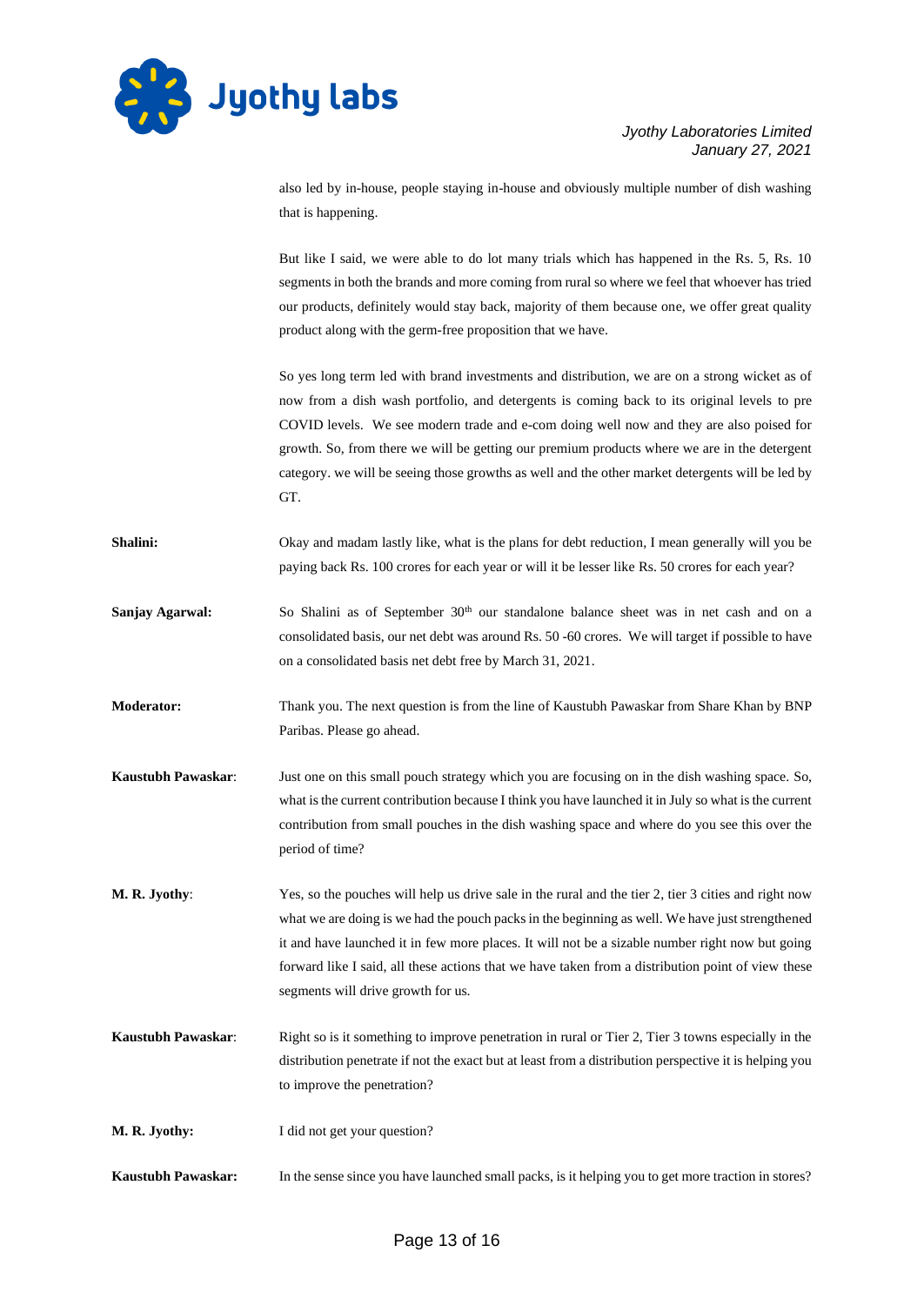also led by in-house, people staying in-house and obviously multiple number of dish washing that is happening.

But like I said, we were able to do lot many trials which has happened in the Rs. 5, Rs. 10 segments in both the brands and more coming from rural so where we feel that whoever has tried our products, definitely would stay back, majority of them because one, we offer great quality product along with the germ-free proposition that we have.

So yes long term led with brand investments and distribution, we are on a strong wicket as of now from a dish wash portfolio, and detergents is coming back to its original levels to pre COVID levels. We see modern trade and e-com doing well now and they are also poised for growth. So, from there we will be getting our premium products where we are in the detergent category. we will be seeing those growths as well and the other market detergents will be led by GT.

**Shalini:** Okay and madam lastly like, what is the plans for debt reduction, I mean generally will you be paying back Rs. 100 crores for each year or will it be lesser like Rs. 50 crores for each year?

**Sanjay Agarwal:** So Shalini as of September 30th our standalone balance sheet was in net cash and on a consolidated basis, our net debt was around Rs. 50 -60 crores. We will target if possible to have on a consolidated basis net debt free by March 31, 2021.

**Moderator:** Thank you. The next question is from the line of Kaustubh Pawaskar from Share Khan by BNP Paribas. Please go ahead.

**Kaustubh Pawaskar**: Just one on this small pouch strategy which you are focusing on in the dish washing space. So, what is the current contribution because I think you have launched it in July so what is the current contribution from small pouches in the dish washing space and where do you see this over the period of time?

**M. R. Jyothy**: Yes, so the pouches will help us drive sale in the rural and the tier 2, tier 3 cities and right now what we are doing is we had the pouch packs in the beginning as well. We have just strengthened it and have launched it in few more places. It will not be a sizable number right now but going forward like I said, all these actions that we have taken from a distribution point of view these segments will drive growth for us.

**Kaustubh Pawaskar**: Right so is it something to improve penetration in rural or Tier 2, Tier 3 towns especially in the distribution penetrate if not the exact but at least from a distribution perspective it is helping you to improve the penetration?

**M. R. Jyothy:** I did not get your question?

**Kaustubh Pawaskar:** In the sense since you have launched small packs, is it helping you to get more traction in stores?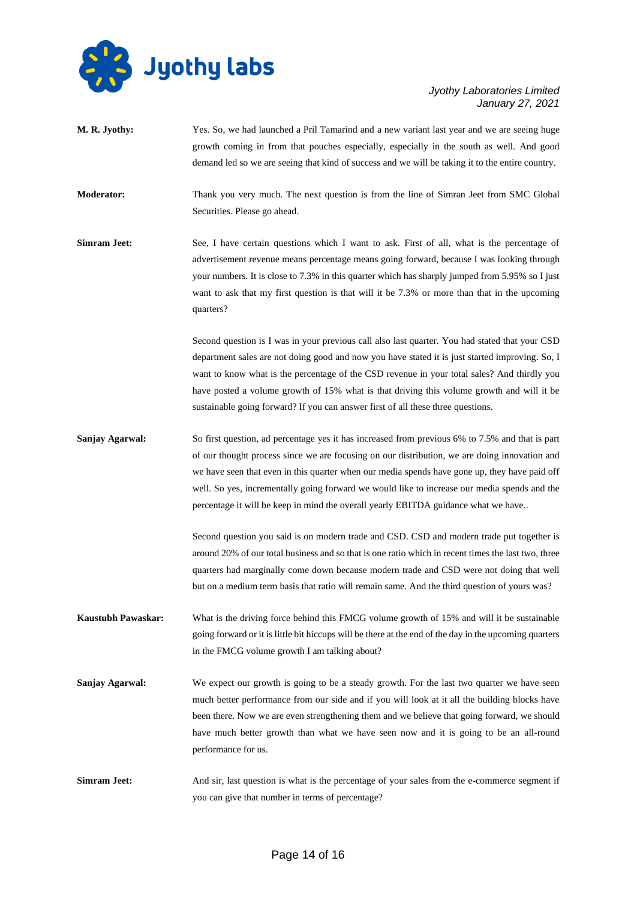**M. R. Jyothy:** Yes. So, we had launched a Pril Tamarind and a new variant last year and we are seeing huge growth coming in from that pouches especially, especially in the south as well. And good demand led so we are seeing that kind of success and we will be taking it to the entire country.

**Moderator:** Thank you very much. The next question is from the line of Simran Jeet from SMC Global Securities. Please go ahead.

**Simram Jeet:** See, I have certain questions which I want to ask. First of all, what is the percentage of advertisement revenue means percentage means going forward, because I was looking through your numbers. It is close to 7.3% in this quarter which has sharply jumped from 5.95% so I just want to ask that my first question is that will it be 7.3% or more than that in the upcoming quarters?

Second question is I was in your previous call also last quarter. You had stated that your CSD department sales are not doing good and now you have stated it is just started improving. So, I want to know what is the percentage of the CSD revenue in your total sales? And thirdly you have posted a volume growth of 15% what is that driving this volume growth and will it be sustainable going forward? If you can answer first of all these three questions.

**Sanjay Agarwal:** So first question, ad percentage yes it has increased from previous 6% to 7.5% and that is part of our thought process since we are focusing on our distribution, we are doing innovation and we have seen that even in this quarter when our media spends have gone up, they have paid off well. So yes, incrementally going forward we would like to increase our media spends and the percentage it will be keep in mind the overall yearly EBITDA guidance what we have..

Second question you said is on modern trade and CSD. CSD and modern trade put together is around 20% of our total business and so that is one ratio which in recent times the last two, three quarters had marginally come down because modern trade and CSD were not doing that well but on a medium term basis that ratio will remain same. And the third question of yours was?

**Kaustubh Pawaskar:** What is the driving force behind this FMCG volume growth of 15% and will it be sustainable going forward or it is little bit hiccups will be there at the end of the day in the upcoming quarters in the FMCG volume growth I am talking about?

**Sanjay Agarwal:** We expect our growth is going to be a steady growth. For the last two quarter we have seen much better performance from our side and if you will look at it all the building blocks have been there. Now we are even strengthening them and we believe that going forward, we should have much better growth than what we have seen now and it is going to be an all-round performance for us.

**Simram Jeet:** And sir, last question is what is the percentage of your sales from the e-commerce segment if you can give that number in terms of percentage?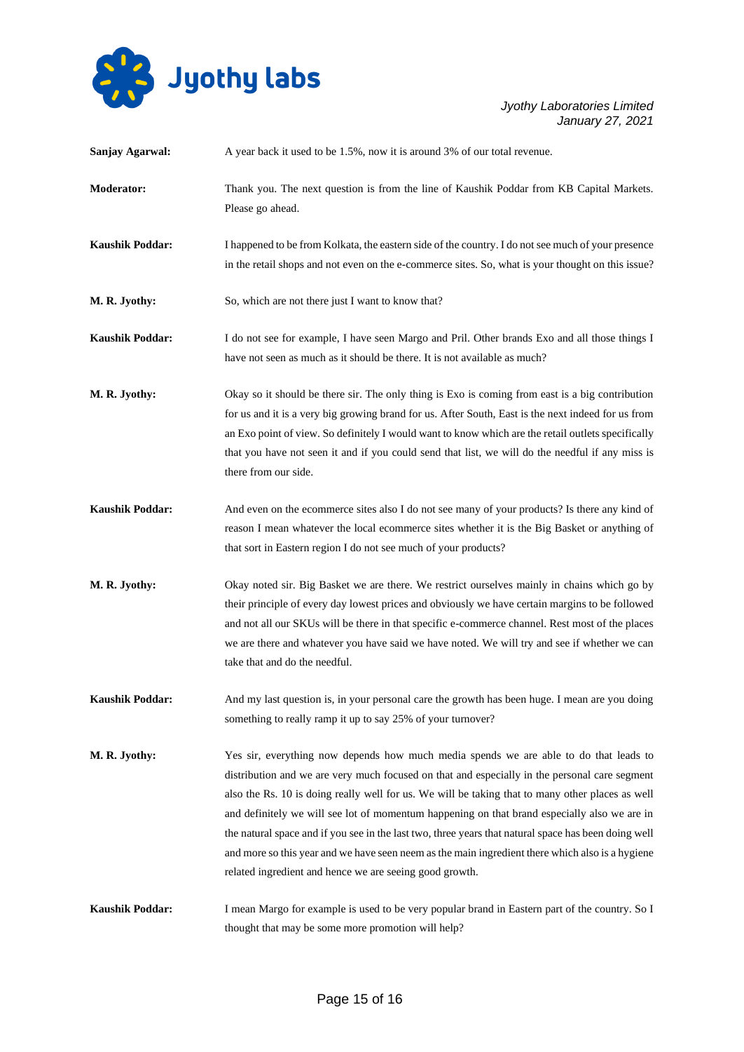**Sanjay Agarwal:** A year back it used to be 1.5%, now it is around 3% of our total revenue.

**Moderator:** Thank you. The next question is from the line of Kaushik Poddar from KB Capital Markets. Please go ahead.

**Kaushik Poddar:** I happened to be from Kolkata, the eastern side of the country. I do not see much of your presence in the retail shops and not even on the e-commerce sites. So, what is your thought on this issue?

**M. R. Jyothy:** So, which are not there just I want to know that?

**Kaushik Poddar:** I do not see for example, I have seen Margo and Pril. Other brands Exo and all those things I have not seen as much as it should be there. It is not available as much?

**M. R. Jyothy:** Okay so it should be there sir. The only thing is Exo is coming from east is a big contribution for us and it is a very big growing brand for us. After South, East is the next indeed for us from an Exo point of view. So definitely I would want to know which are the retail outlets specifically that you have not seen it and if you could send that list, we will do the needful if any miss is there from our side.

**Kaushik Poddar:** And even on the ecommerce sites also I do not see many of your products? Is there any kind of reason I mean whatever the local ecommerce sites whether it is the Big Basket or anything of that sort in Eastern region I do not see much of your products?

**M. R. Jyothy:** Okay noted sir. Big Basket we are there. We restrict ourselves mainly in chains which go by their principle of every day lowest prices and obviously we have certain margins to be followed and not all our SKUs will be there in that specific e-commerce channel. Rest most of the places we are there and whatever you have said we have noted. We will try and see if whether we can take that and do the needful.

**Kaushik Poddar:** And my last question is, in your personal care the growth has been huge. I mean are you doing something to really ramp it up to say 25% of your turnover?

**M. R. Jyothy:** Yes sir, everything now depends how much media spends we are able to do that leads to distribution and we are very much focused on that and especially in the personal care segment also the Rs. 10 is doing really well for us. We will be taking that to many other places as well and definitely we will see lot of momentum happening on that brand especially also we are in the natural space and if you see in the last two, three years that natural space has been doing well and more so this year and we have seen neem as the main ingredient there which also is a hygiene related ingredient and hence we are seeing good growth.

**Kaushik Poddar:** I mean Margo for example is used to be very popular brand in Eastern part of the country. So I thought that may be some more promotion will help?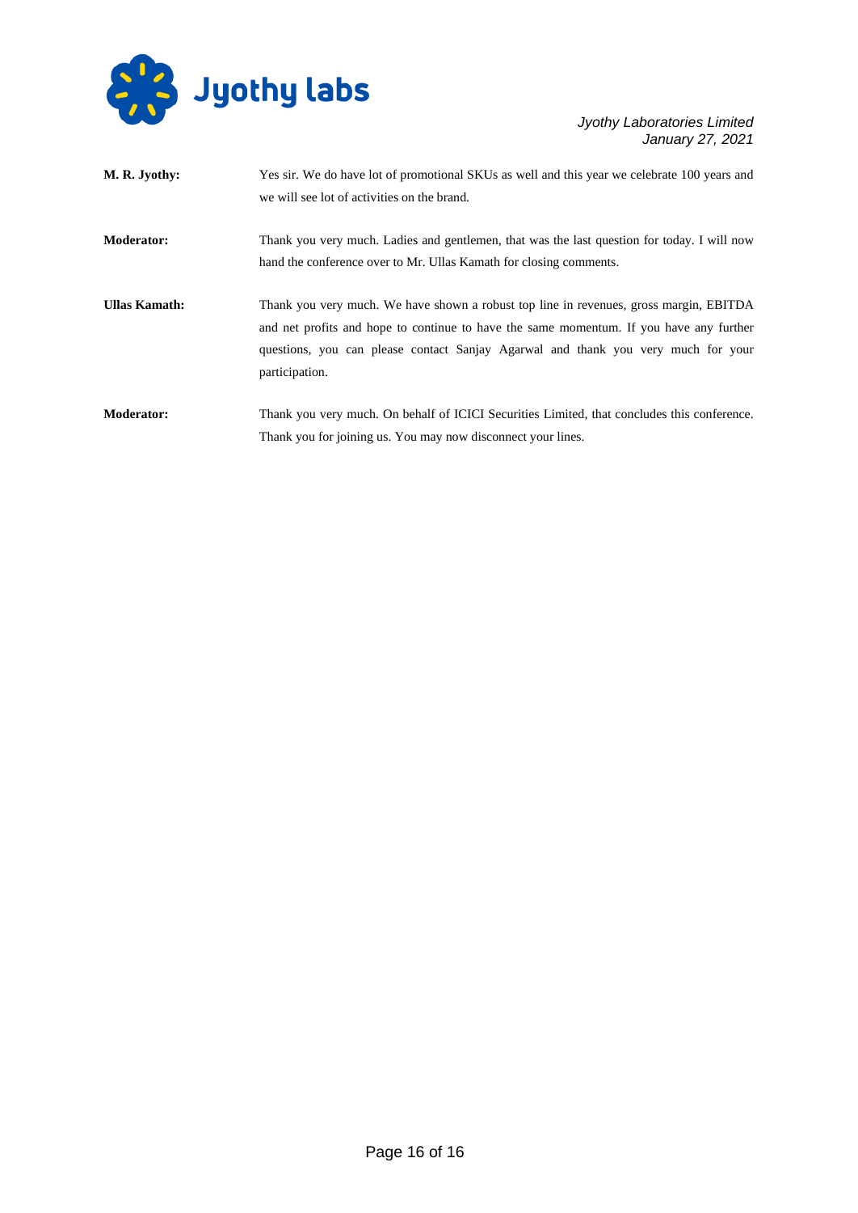**M. R. Jyothy:** Yes sir. We do have lot of promotional SKUs as well and this year we celebrate 100 years and we will see lot of activities on the brand.

**Moderator:** Thank you very much. Ladies and gentlemen, that was the last question for today. I will now hand the conference over to Mr. Ullas Kamath for closing comments.

**Ullas Kamath:** Thank you very much. We have shown a robust top line in revenues, gross margin, EBITDA and net profits and hope to continue to have the same momentum. If you have any further questions, you can please contact Sanjay Agarwal and thank you very much for your participation.

**Moderator:** Thank you very much. On behalf of ICICI Securities Limited, that concludes this conference. Thank you for joining us. You may now disconnect your lines.